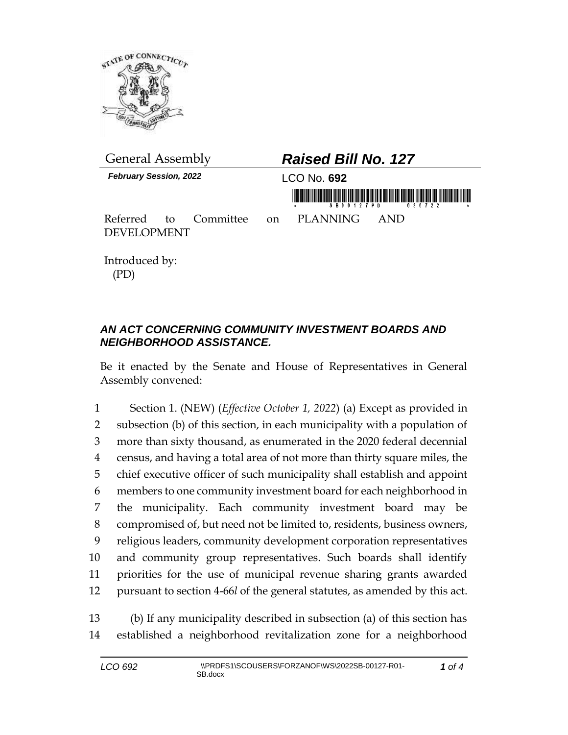General Assembly

***Raised Bill No. 127***

***February Session, 2022***

LCO No. **692**

Referred to Committee on PLANNING AND DEVELOPMENT

Introduced by:
(PD)

## *AN ACT CONCERNING COMMUNITY INVESTMENT BOARDS AND NEIGHBORHOOD ASSISTANCE.*

Be it enacted by the Senate and House of Representatives in General Assembly convened:

1 Section 1. (NEW) (*Effective October 1, 2022*) (a) Except as provided in
2 subsection (b) of this section, in each municipality with a population of
3 more than sixty thousand, as enumerated in the 2020 federal decennial
4 census, and having a total area of not more than thirty square miles, the
5 chief executive officer of such municipality shall establish and appoint
6 members to one community investment board for each neighborhood in
7 the municipality. Each community investment board may be
8 compromised of, but need not be limited to, residents, business owners,
9 religious leaders, community development corporation representatives
10 and community group representatives. Such boards shall identify
11 priorities for the use of municipal revenue sharing grants awarded
12 pursuant to section 4-66*l* of the general statutes, as amended by this act.

13 (b) If any municipality described in subsection (a) of this section has
14 established a neighborhood revitalization zone for a neighborhood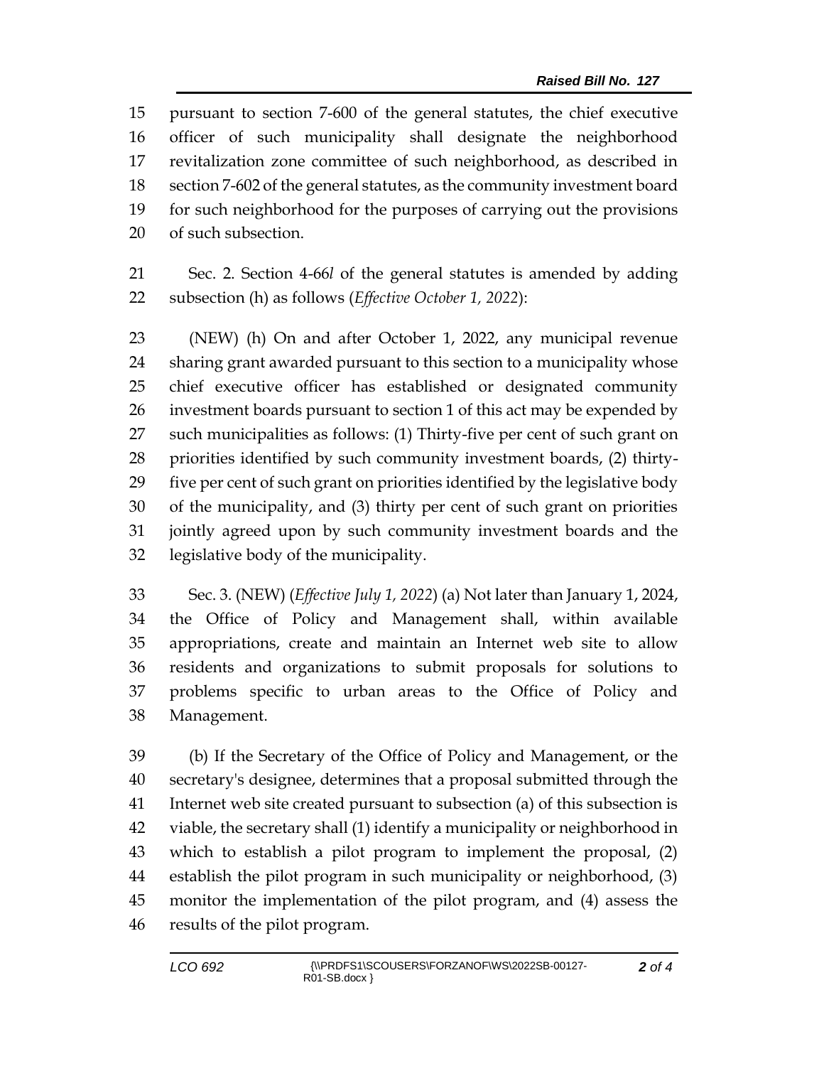pursuant to section 7-600 of the general statutes, the chief executive officer of such municipality shall designate the neighborhood revitalization zone committee of such neighborhood, as described in section 7-602 of the general statutes, as the community investment board for such neighborhood for the purposes of carrying out the provisions of such subsection.

Sec. 2. Section 4-66*l* of the general statutes is amended by adding subsection (h) as follows (*Effective October 1, 2022*):

(NEW) (h) On and after October 1, 2022, any municipal revenue sharing grant awarded pursuant to this section to a municipality whose chief executive officer has established or designated community investment boards pursuant to section 1 of this act may be expended by such municipalities as follows: (1) Thirty-five per cent of such grant on priorities identified by such community investment boards, (2) thirty-five per cent of such grant on priorities identified by the legislative body of the municipality, and (3) thirty per cent of such grant on priorities jointly agreed upon by such community investment boards and the legislative body of the municipality.

Sec. 3. (NEW) (*Effective July 1, 2022*) (a) Not later than January 1, 2024, the Office of Policy and Management shall, within available appropriations, create and maintain an Internet web site to allow residents and organizations to submit proposals for solutions to problems specific to urban areas to the Office of Policy and Management.

(b) If the Secretary of the Office of Policy and Management, or the secretary's designee, determines that a proposal submitted through the Internet web site created pursuant to subsection (a) of this subsection is viable, the secretary shall (1) identify a municipality or neighborhood in which to establish a pilot program to implement the proposal, (2) establish the pilot program in such municipality or neighborhood, (3) monitor the implementation of the pilot program, and (4) assess the results of the pilot program.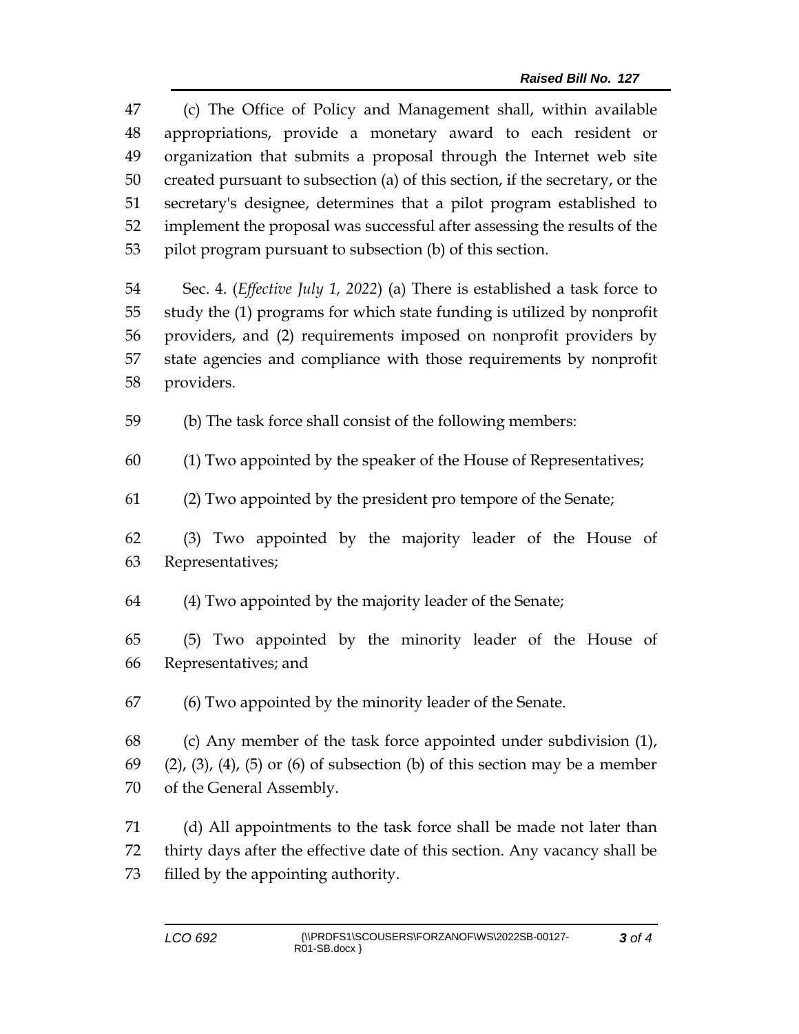(c) The Office of Policy and Management shall, within available appropriations, provide a monetary award to each resident or organization that submits a proposal through the Internet web site created pursuant to subsection (a) of this section, if the secretary, or the secretary's designee, determines that a pilot program established to implement the proposal was successful after assessing the results of the pilot program pursuant to subsection (b) of this section.

Sec. 4. (*Effective July 1, 2022*) (a) There is established a task force to study the (1) programs for which state funding is utilized by nonprofit providers, and (2) requirements imposed on nonprofit providers by state agencies and compliance with those requirements by nonprofit providers.

(b) The task force shall consist of the following members:

(1) Two appointed by the speaker of the House of Representatives;

(2) Two appointed by the president pro tempore of the Senate;

(3) Two appointed by the majority leader of the House of Representatives;

(4) Two appointed by the majority leader of the Senate;

(5) Two appointed by the minority leader of the House of Representatives; and

(6) Two appointed by the minority leader of the Senate.

(c) Any member of the task force appointed under subdivision (1), (2), (3), (4), (5) or (6) of subsection (b) of this section may be a member of the General Assembly.

(d) All appointments to the task force shall be made not later than thirty days after the effective date of this section. Any vacancy shall be filled by the appointing authority.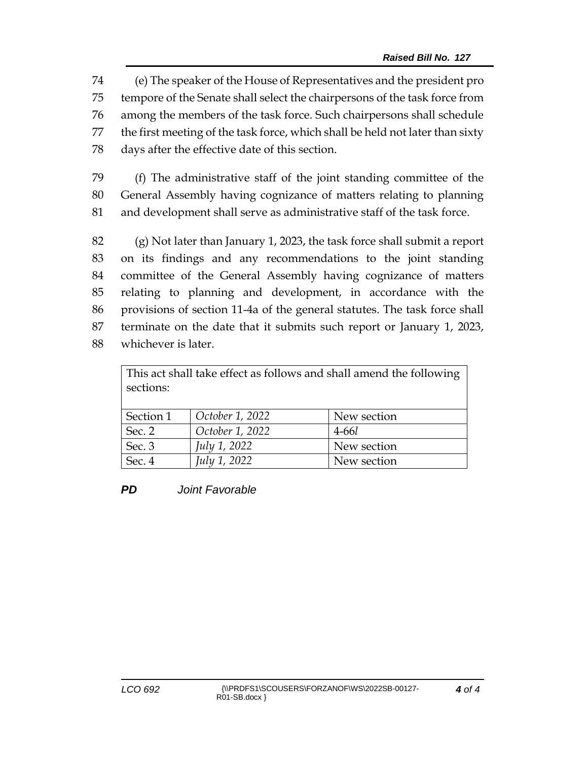74 (e) The speaker of the House of Representatives and the president pro
75 tempore of the Senate shall select the chairpersons of the task force from
76 among the members of the task force. Such chairpersons shall schedule
77 the first meeting of the task force, which shall be held not later than sixty
78 days after the effective date of this section.

79 (f) The administrative staff of the joint standing committee of the
80 General Assembly having cognizance of matters relating to planning
81 and development shall serve as administrative staff of the task force.

82 (g) Not later than January 1, 2023, the task force shall submit a report
83 on its findings and any recommendations to the joint standing
84 committee of the General Assembly having cognizance of matters
85 relating to planning and development, in accordance with the
86 provisions of section 11-4a of the general statutes. The task force shall
87 terminate on the date that it submits such report or January 1, 2023,
88 whichever is later.

This act shall take effect as follows and shall amend the following sections:

| | | |
|---|---|---|
| Section 1 | *October 1, 2022* | New section |
| Sec. 2 | *October 1, 2022* | 4-66*l* |
| Sec. 3 | *July 1, 2022* | New section |
| Sec. 4 | *July 1, 2022* | New section |

***PD*** *Joint Favorable*